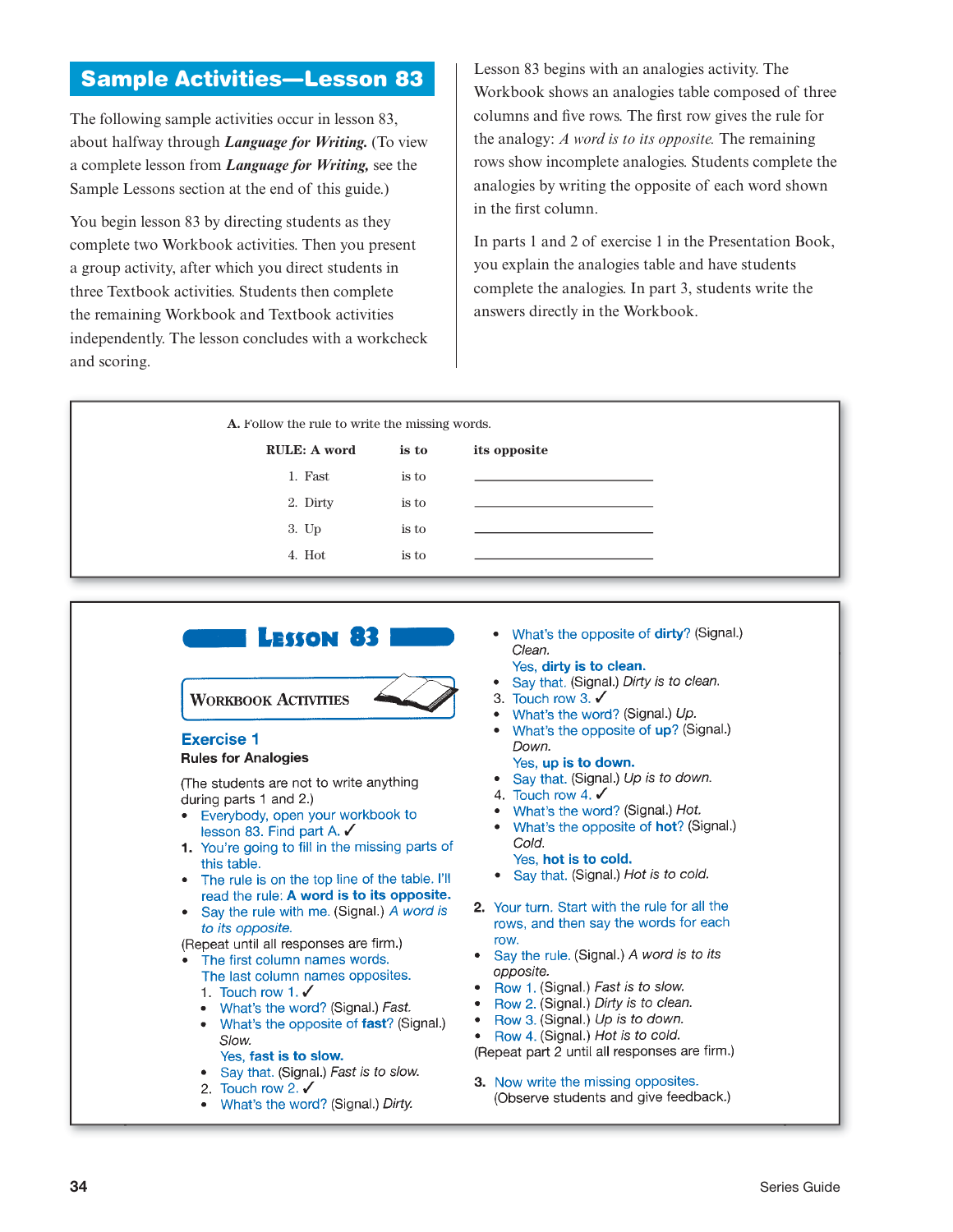## Sample Activities—Lesson 83

The following sample activities occur in lesson 83, about halfway through ***Language for Writing.*** (To view a complete lesson from ***Language for Writing,*** see the Sample Lessons section at the end of this guide.)

You begin lesson 83 by directing students as they complete two Workbook activities. Then you present a group activity, after which you direct students in three Textbook activities. Students then complete the remaining Workbook and Textbook activities independently. The lesson concludes with a workcheck and scoring.

Lesson 83 begins with an analogies activity. The Workbook shows an analogies table composed of three columns and five rows. The first row gives the rule for the analogy: *A word is to its opposite.* The remaining rows show incomplete analogies. Students complete the analogies by writing the opposite of each word shown in the first column.

In parts 1 and 2 of exercise 1 in the Presentation Book, you explain the analogies table and have students complete the analogies. In part 3, students write the answers directly in the Workbook.

---

**A.** Follow the rule to write the missing words.

| RULE: A word | is to | its opposite |
|---|---|---|
| 1. Fast | is to | ____________ |
| 2. Dirty | is to | ____________ |
| 3. Up | is to | ____________ |
| 4. Hot | is to | ____________ |

---

## Lesson 83

### Workbook Activities

### Exercise 1

**Rules for Analogies**

(The students are not to write anything during parts 1 and 2.)

- Everybody, open your workbook to lesson 83. Find part A. ✓

1. You're going to fill in the missing parts of this table.
   - The rule is on the top line of the table. I'll read the rule: **A word is to its opposite.**
   - Say the rule with me. (Signal.) *A word is to its opposite.*

   (Repeat until all responses are firm.)
   - The first column names words. The last column names opposites.
     1. Touch row 1. ✓
        - What's the word? (Signal.) *Fast.*
        - What's the opposite of **fast**? (Signal.) *Slow.* Yes, **fast is to slow.**
        - Say that. (Signal.) *Fast is to slow.*
     2. Touch row 2. ✓
        - What's the word? (Signal.) *Dirty.*
        - What's the opposite of **dirty**? (Signal.) *Clean.* Yes, **dirty is to clean.**
        - Say that. (Signal.) *Dirty is to clean.*
     3. Touch row 3. ✓
        - What's the word? (Signal.) *Up.*
        - What's the opposite of **up**? (Signal.) *Down.* Yes, **up is to down.**
        - Say that. (Signal.) *Up is to down.*
     4. Touch row 4. ✓
        - What's the word? (Signal.) *Hot.*
        - What's the opposite of **hot**? (Signal.) *Cold.* Yes, **hot is to cold.**
        - Say that. (Signal.) *Hot is to cold.*

2. Your turn. Start with the rule for all the rows, and then say the words for each row.
   - Say the rule. (Signal.) *A word is to its opposite.*
   - Row 1. (Signal.) *Fast is to slow.*
   - Row 2. (Signal.) *Dirty is to clean.*
   - Row 3. (Signal.) *Up is to down.*
   - Row 4. (Signal.) *Hot is to cold.*

   (Repeat part 2 until all responses are firm.)

3. Now write the missing opposites.
   (Observe students and give feedback.)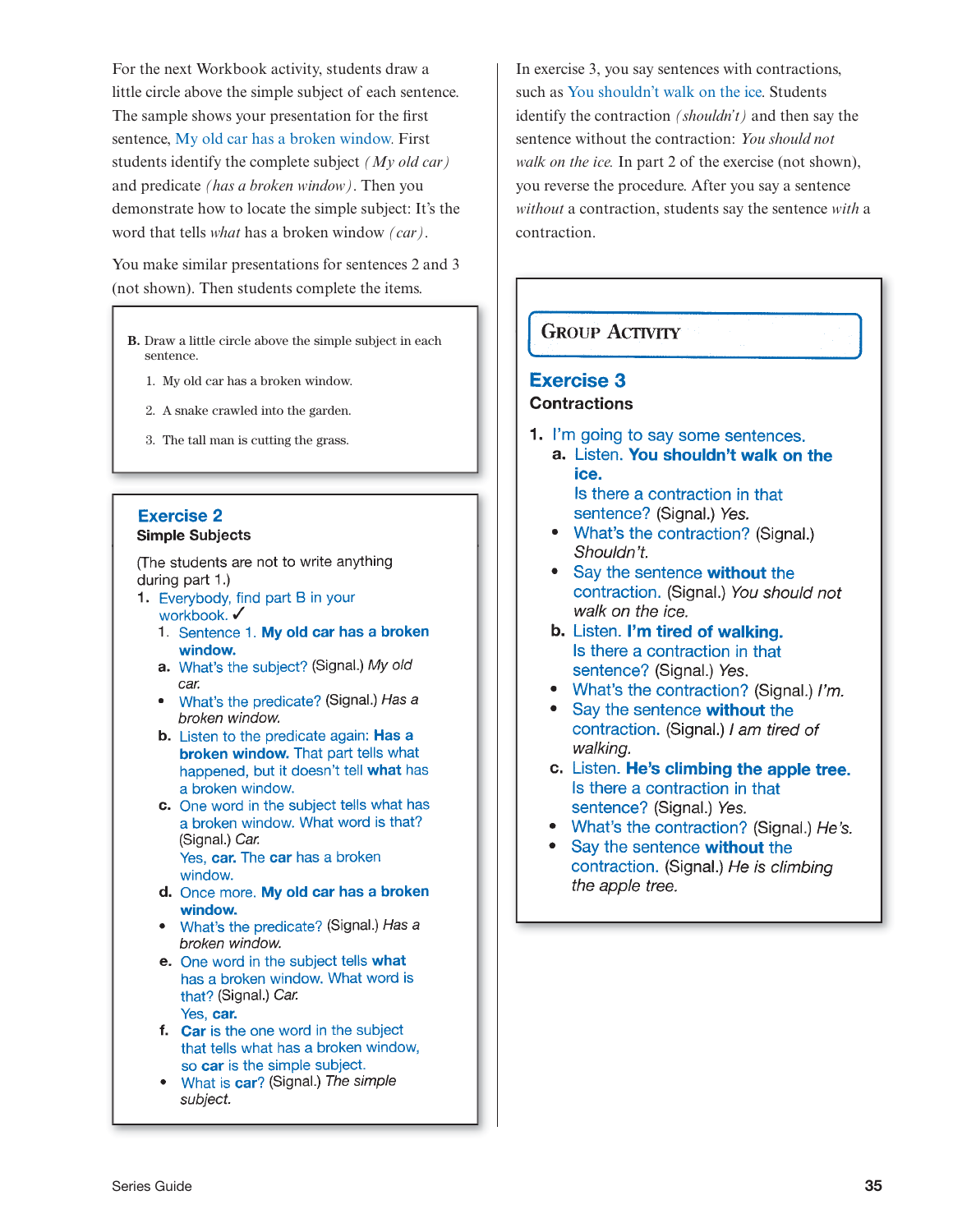For the next Workbook activity, students draw a little circle above the simple subject of each sentence. The sample shows your presentation for the first sentence, My old car has a broken window. First students identify the complete subject *(My old car)* and predicate *(has a broken window)*. Then you demonstrate how to locate the simple subject: It's the word that tells *what* has a broken window *(car)*.

You make similar presentations for sentences 2 and 3 (not shown). Then students complete the items.

> **B.** Draw a little circle above the simple subject in each sentence.
>
> 1. My old car has a broken window.
> 2. A snake crawled into the garden.
> 3. The tall man is cutting the grass.

## Exercise 2

**Simple Subjects**

(The students are not to write anything during part 1.)

1. Everybody, find part B in your workbook. ✓
   1. Sentence 1. **My old car has a broken window.**
   - **a.** What's the subject? (Signal.) *My old car.*
     - What's the predicate? (Signal.) *Has a broken window.*
   - **b.** Listen to the predicate again: **Has a broken window.** That part tells what happened, but it doesn't tell **what** has a broken window.
   - **c.** One word in the subject tells what has a broken window. What word is that? (Signal.) *Car.*
     Yes, **car.** The **car** has a broken window.
   - **d.** Once more. **My old car has a broken window.**
     - What's the predicate? (Signal.) *Has a broken window.*
   - **e.** One word in the subject tells **what** has a broken window. What word is that? (Signal.) *Car.*
     Yes, **car.**
   - **f.** **Car** is the one word in the subject that tells what has a broken window, so **car** is the simple subject.
     - What is **car**? (Signal.) *The simple subject.*

In exercise 3, you say sentences with contractions, such as You shouldn't walk on the ice. Students identify the contraction *(shouldn't)* and then say the sentence without the contraction: *You should not walk on the ice.* In part 2 of the exercise (not shown), you reverse the procedure. After you say a sentence *without* a contraction, students say the sentence *with* a contraction.

**GROUP ACTIVITY**

## Exercise 3

**Contractions**

1. I'm going to say some sentences.
   - **a.** Listen. **You shouldn't walk on the ice.**
     Is there a contraction in that sentence? (Signal.) *Yes.*
     - What's the contraction? (Signal.) *Shouldn't.*
     - Say the sentence **without** the contraction. (Signal.) *You should not walk on the ice.*
   - **b.** Listen. **I'm tired of walking.**
     Is there a contraction in that sentence? (Signal.) *Yes.*
     - What's the contraction? (Signal.) *I'm.*
     - Say the sentence **without** the contraction. (Signal.) *I am tired of walking.*
   - **c.** Listen. **He's climbing the apple tree.**
     Is there a contraction in that sentence? (Signal.) *Yes.*
     - What's the contraction? (Signal.) *He's.*
     - Say the sentence **without** the contraction. (Signal.) *He is climbing the apple tree.*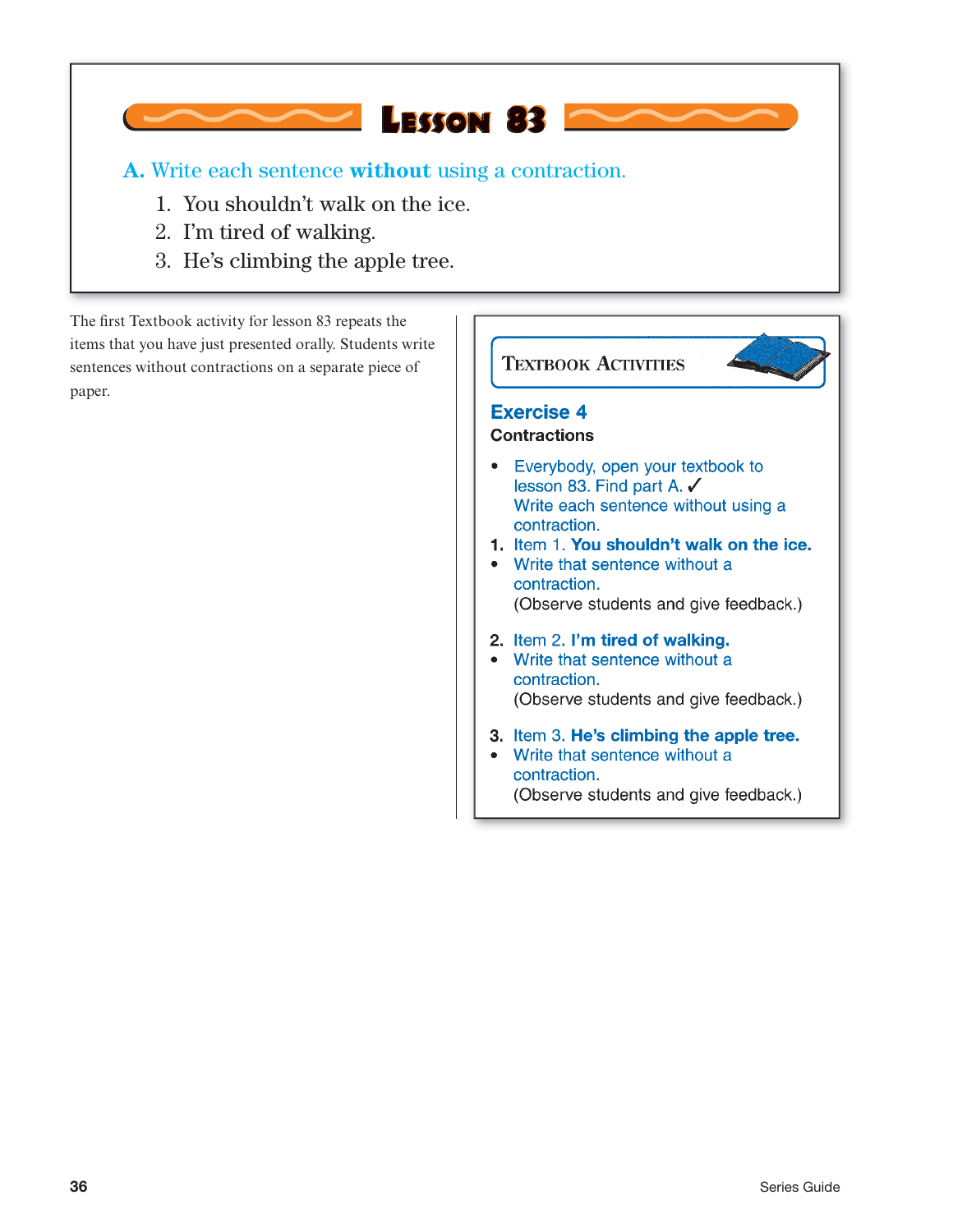# Lesson 83

**A.** Write each sentence **without** using a contraction.

1. You shouldn't walk on the ice.
2. I'm tired of walking.
3. He's climbing the apple tree.

The first Textbook activity for lesson 83 repeats the items that you have just presented orally. Students write sentences without contractions on a separate piece of paper.

## Textbook Activities

### Exercise 4

**Contractions**

- Everybody, open your textbook to lesson 83. Find part A. ✓
  Write each sentence without using a contraction.

1. Item 1. **You shouldn't walk on the ice.**
   - Write that sentence without a contraction.
   
   (Observe students and give feedback.)

2. Item 2. **I'm tired of walking.**
   - Write that sentence without a contraction.
   
   (Observe students and give feedback.)

3. Item 3. **He's climbing the apple tree.**
   - Write that sentence without a contraction.
   
   (Observe students and give feedback.)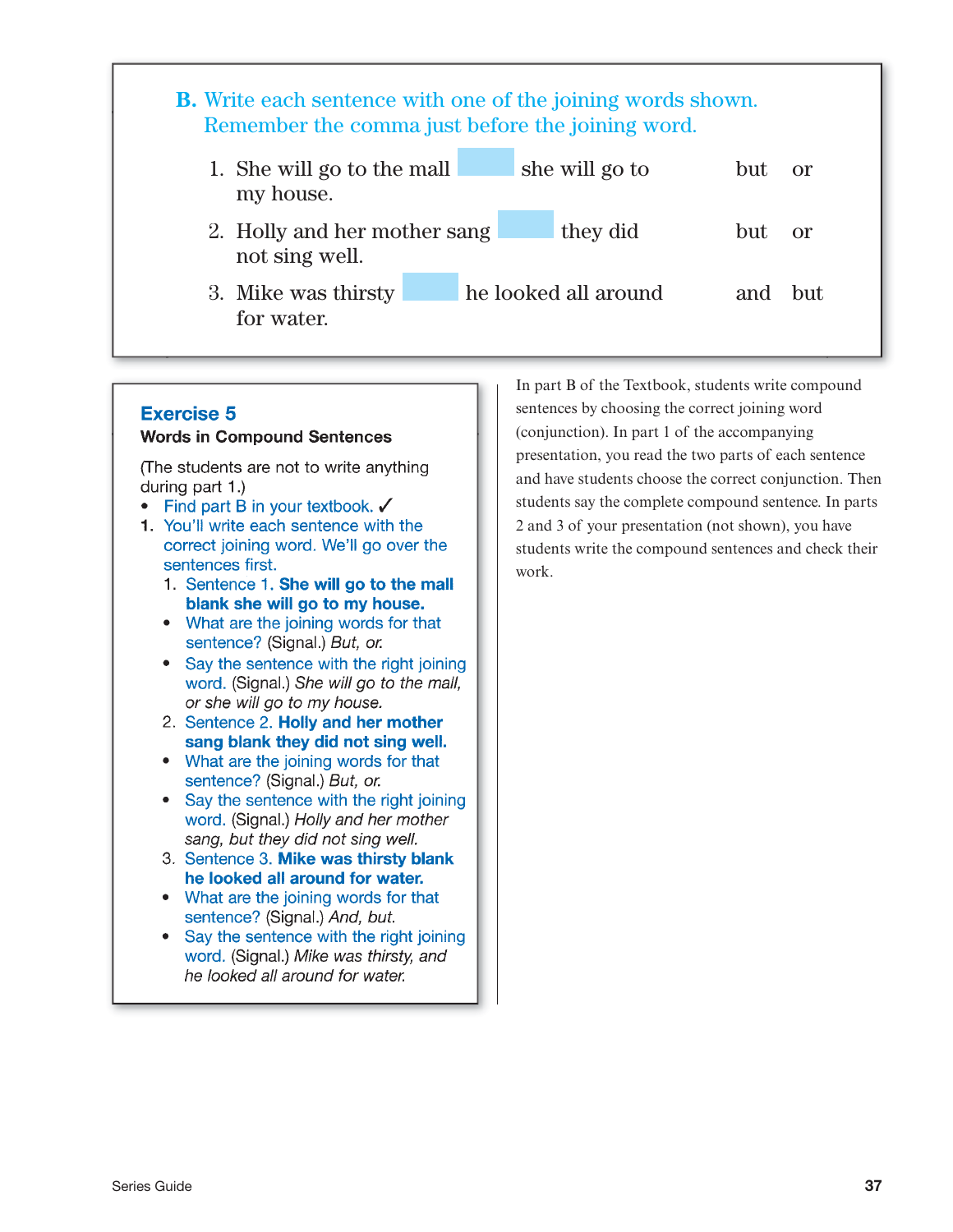**B.** Write each sentence with one of the joining words shown. Remember the comma just before the joining word.

1. She will go to the mall ______ she will go to my house. — but or
2. Holly and her mother sang ______ they did not sing well. — but or
3. Mike was thirsty ______ he looked all around for water. — and but

## Exercise 5

### Words in Compound Sentences

(The students are not to write anything during part 1.)

- Find part B in your textbook. ✓

1. You'll write each sentence with the correct joining word. We'll go over the sentences first.
   1. Sentence 1. **She will go to the mall blank she will go to my house.**
      - What are the joining words for that sentence? (Signal.) *But, or.*
      - Say the sentence with the right joining word. (Signal.) *She will go to the mall, or she will go to my house.*
   2. Sentence 2. **Holly and her mother sang blank they did not sing well.**
      - What are the joining words for that sentence? (Signal.) *But, or.*
      - Say the sentence with the right joining word. (Signal.) *Holly and her mother sang, but they did not sing well.*
   3. Sentence 3. **Mike was thirsty blank he looked all around for water.**
      - What are the joining words for that sentence? (Signal.) *And, but.*
      - Say the sentence with the right joining word. (Signal.) *Mike was thirsty, and he looked all around for water.*

In part B of the Textbook, students write compound sentences by choosing the correct joining word (conjunction). In part 1 of the accompanying presentation, you read the two parts of each sentence and have students choose the correct conjunction. Then students say the complete compound sentence. In parts 2 and 3 of your presentation (not shown), you have students write the compound sentences and check their work.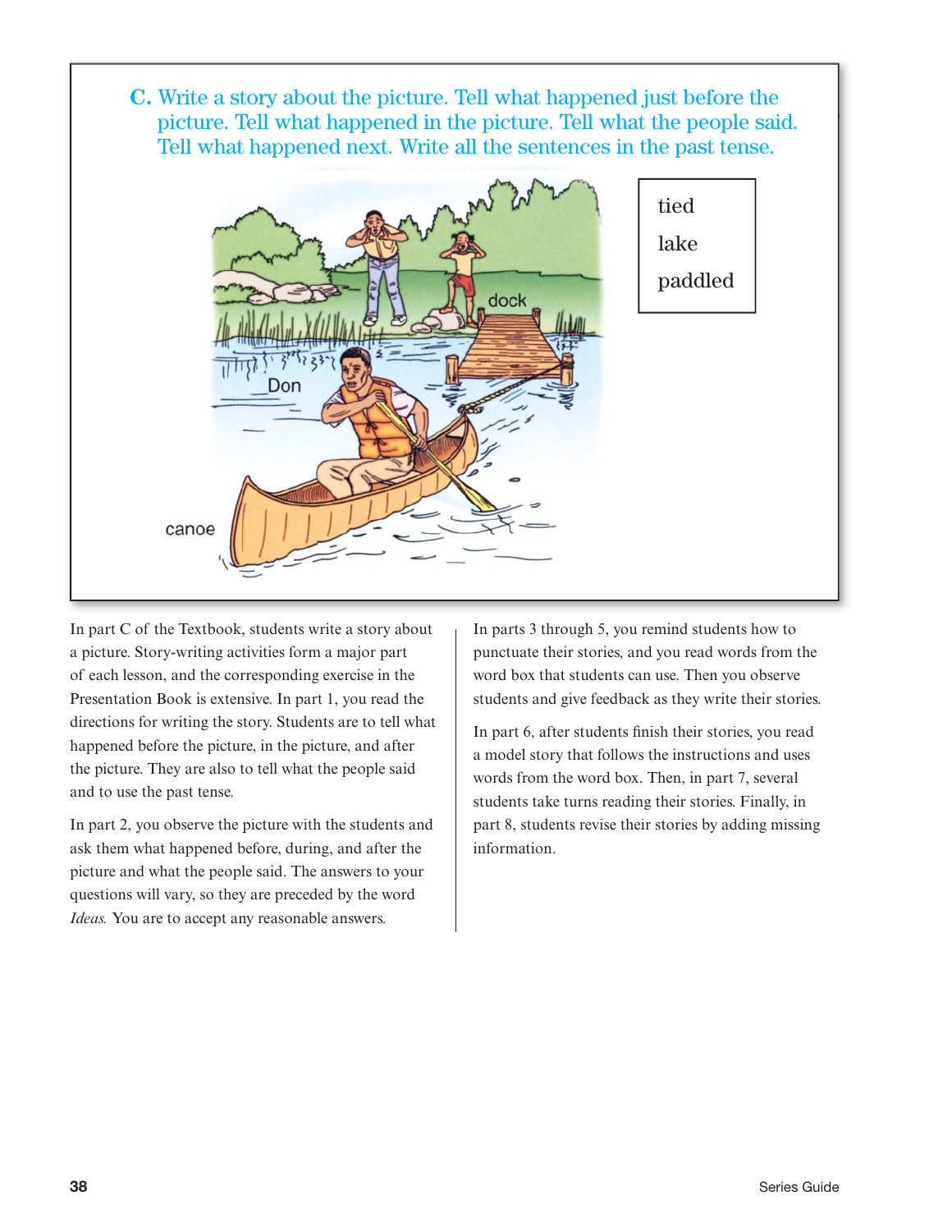**C.** Write a story about the picture. Tell what happened just before the picture. Tell what happened in the picture. Tell what the people said. Tell what happened next. Write all the sentences in the past tense.

| tied |
|---|
| lake |
| paddled |

In part C of the Textbook, students write a story about a picture. Story-writing activities form a major part of each lesson, and the corresponding exercise in the Presentation Book is extensive. In part 1, you read the directions for writing the story. Students are to tell what happened before the picture, in the picture, and after the picture. They are also to tell what the people said and to use the past tense.

In part 2, you observe the picture with the students and ask them what happened before, during, and after the picture and what the people said. The answers to your questions will vary, so they are preceded by the word *Ideas.* You are to accept any reasonable answers.

In parts 3 through 5, you remind students how to punctuate their stories, and you read words from the word box that students can use. Then you observe students and give feedback as they write their stories.

In part 6, after students finish their stories, you read a model story that follows the instructions and uses words from the word box. Then, in part 7, several students take turns reading their stories. Finally, in part 8, students revise their stories by adding missing information.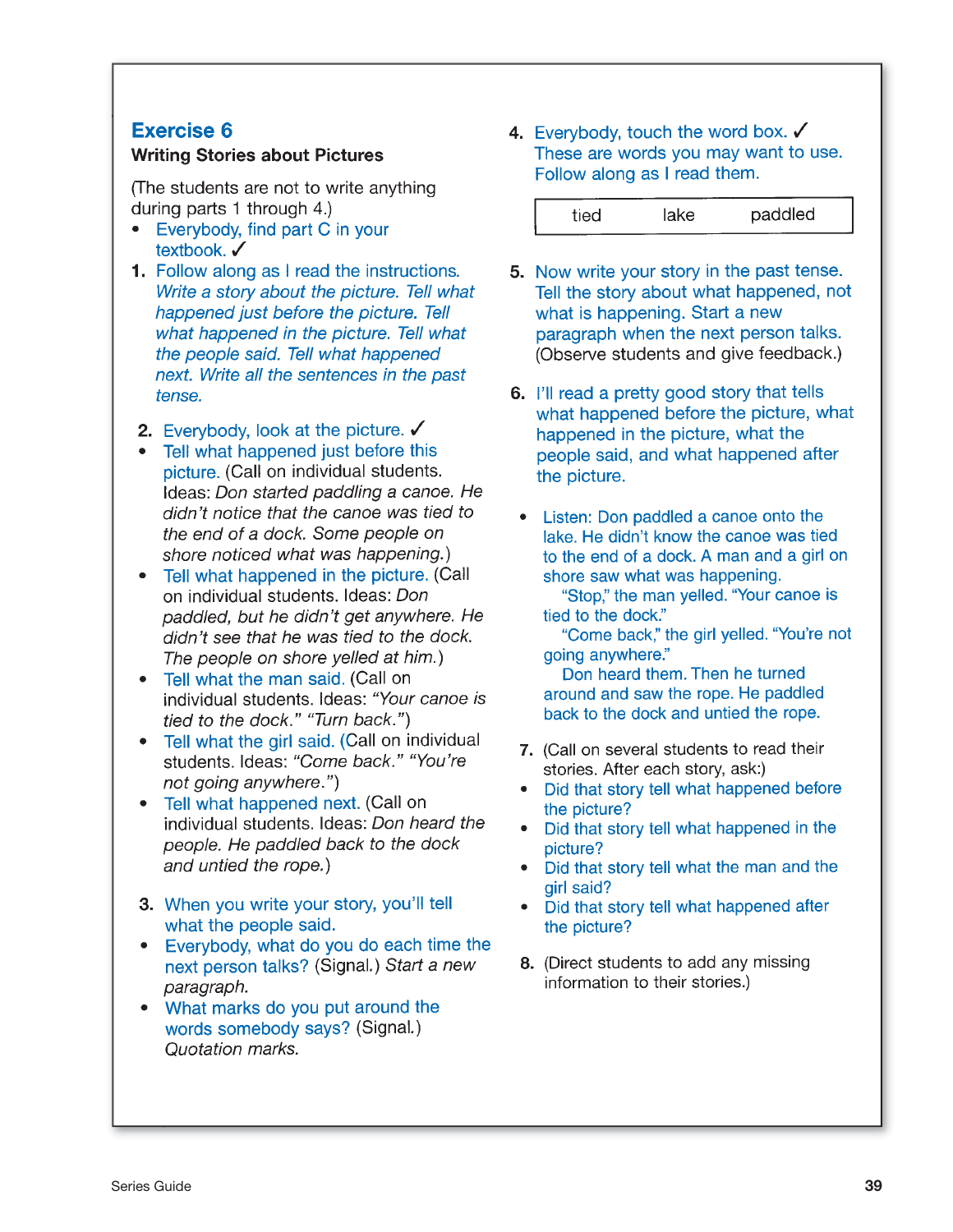## Exercise 6

**Writing Stories about Pictures**

(The students are not to write anything during parts 1 through 4.)

- Everybody, find part C in your textbook. ✓

1. Follow along as I read the instructions. *Write a story about the picture. Tell what happened just before the picture. Tell what happened in the picture. Tell what the people said. Tell what happened next. Write all the sentences in the past tense.*

2. Everybody, look at the picture. ✓
   - Tell what happened just before this picture. (Call on individual students. Ideas: *Don started paddling a canoe. He didn't notice that the canoe was tied to the end of a dock. Some people on shore noticed what was happening.*)
   - Tell what happened in the picture. (Call on individual students. Ideas: *Don paddled, but he didn't get anywhere. He didn't see that he was tied to the dock. The people on shore yelled at him.*)
   - Tell what the man said. (Call on individual students. Ideas: *"Your canoe is tied to the dock." "Turn back."*)
   - Tell what the girl said. (Call on individual students. Ideas: *"Come back." "You're not going anywhere."*)
   - Tell what happened next. (Call on individual students. Ideas: *Don heard the people. He paddled back to the dock and untied the rope.*)

3. When you write your story, you'll tell what the people said.
   - Everybody, what do you do each time the next person talks? (Signal.) *Start a new paragraph.*
   - What marks do you put around the words somebody says? (Signal.) *Quotation marks.*

4. Everybody, touch the word box. ✓ These are words you may want to use. Follow along as I read them.

| tied | lake | paddled |
|---|---|---|

5. Now write your story in the past tense. Tell the story about what happened, not what is happening. Start a new paragraph when the next person talks. (Observe students and give feedback.)

6. I'll read a pretty good story that tells what happened before the picture, what happened in the picture, what the people said, and what happened after the picture.
   - Listen: Don paddled a canoe onto the lake. He didn't know the canoe was tied to the end of a dock. A man and a girl on shore saw what was happening.

     "Stop," the man yelled. "Your canoe is tied to the dock."

     "Come back," the girl yelled. "You're not going anywhere."

     Don heard them. Then he turned around and saw the rope. He paddled back to the dock and untied the rope.

7. (Call on several students to read their stories. After each story, ask:)
   - Did that story tell what happened before the picture?
   - Did that story tell what happened in the picture?
   - Did that story tell what the man and the girl said?
   - Did that story tell what happened after the picture?

8. (Direct students to add any missing information to their stories.)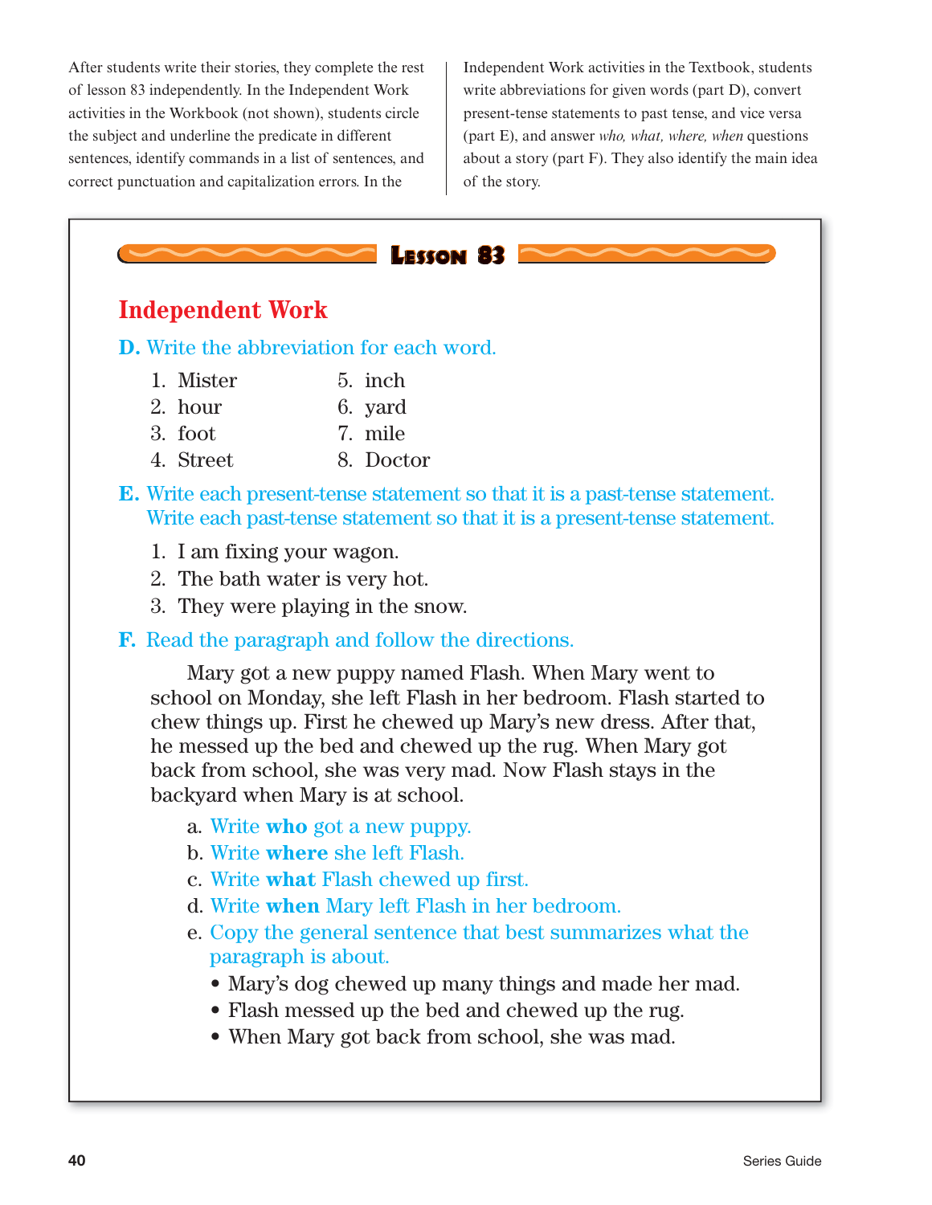After students write their stories, they complete the rest of lesson 83 independently. In the Independent Work activities in the Workbook (not shown), students circle the subject and underline the predicate in different sentences, identify commands in a list of sentences, and correct punctuation and capitalization errors. In the Independent Work activities in the Textbook, students write abbreviations for given words (part D), convert present-tense statements to past tense, and vice versa (part E), and answer *who, what, where, when* questions about a story (part F). They also identify the main idea of the story.

## Lesson 83

## Independent Work

**D.** Write the abbreviation for each word.

1. Mister
2. hour
3. foot
4. Street
5. inch
6. yard
7. mile
8. Doctor

**E.** Write each present-tense statement so that it is a past-tense statement. Write each past-tense statement so that it is a present-tense statement.

1. I am fixing your wagon.
2. The bath water is very hot.
3. They were playing in the snow.

**F.** Read the paragraph and follow the directions.

Mary got a new puppy named Flash. When Mary went to school on Monday, she left Flash in her bedroom. Flash started to chew things up. First he chewed up Mary's new dress. After that, he messed up the bed and chewed up the rug. When Mary got back from school, she was very mad. Now Flash stays in the backyard when Mary is at school.

a. Write **who** got a new puppy.
b. Write **where** she left Flash.
c. Write **what** Flash chewed up first.
d. Write **when** Mary left Flash in her bedroom.
e. Copy the general sentence that best summarizes what the paragraph is about.
   - Mary's dog chewed up many things and made her mad.
   - Flash messed up the bed and chewed up the rug.
   - When Mary got back from school, she was mad.